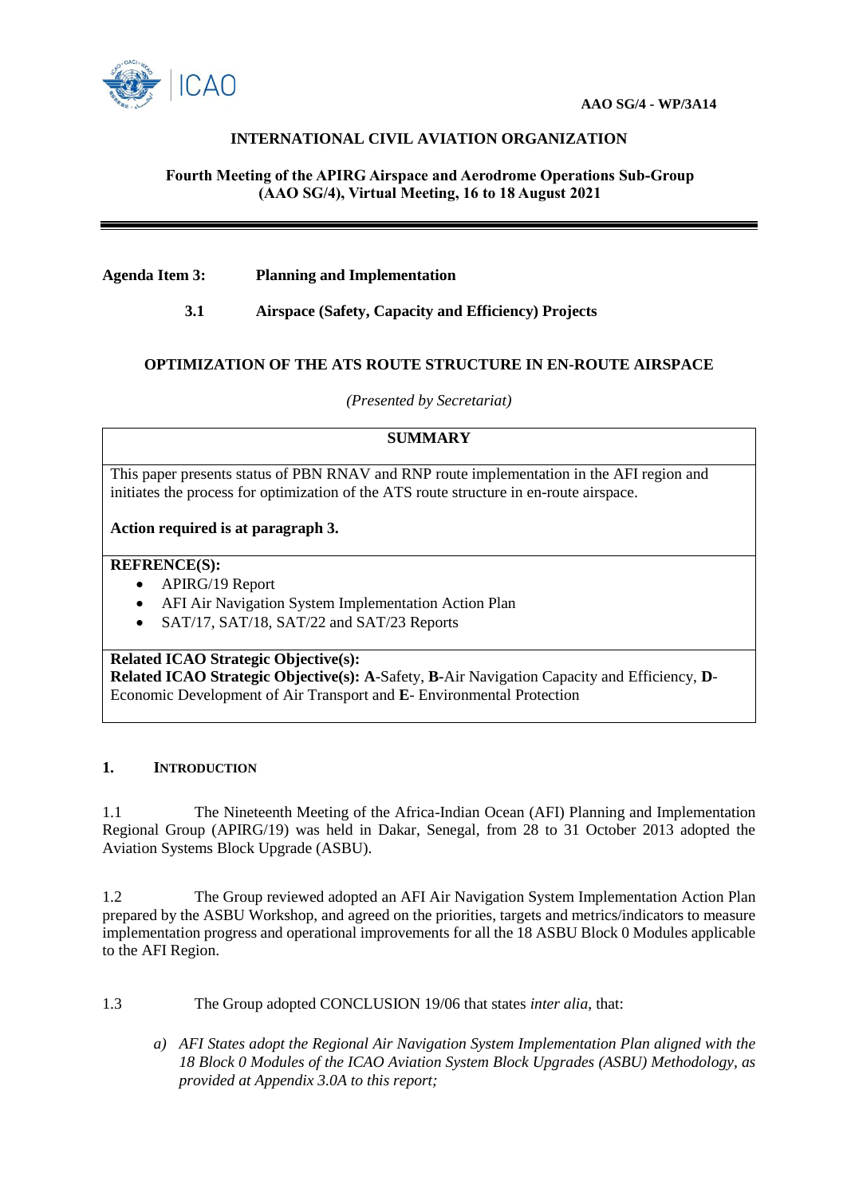AAO SG/4 - WP/3A14

**INTERNATIONAL CIVIL AVIATION ORGANIZATION**

**Fourth Meeting of the APIRG Airspace and Aerodrome Operations Sub-Group (AAO SG/4), Virtual Meeting, 16 to 18 August 2021**

---

**Agenda Item 3: Planning and Implementation**

**3.1 Airspace (Safety, Capacity and Efficiency) Projects**

## OPTIMIZATION OF THE ATS ROUTE STRUCTURE IN EN-ROUTE AIRSPACE

*(Presented by Secretariat)*

| **SUMMARY** |
|---|
| This paper presents status of PBN RNAV and RNP route implementation in the AFI region and initiates the process for optimization of the ATS route structure in en-route airspace.<br><br>**Action required is at paragraph 3.** |
| **REFRENCE(S):**<br>• APIRG/19 Report<br>• AFI Air Navigation System Implementation Action Plan<br>• SAT/17, SAT/18, SAT/22 and SAT/23 Reports |
| **Related ICAO Strategic Objective(s):**<br>**Related ICAO Strategic Objective(s): A**-Safety, **B**-Air Navigation Capacity and Efficiency, **D**-Economic Development of Air Transport and **E**- Environmental Protection |

### 1. INTRODUCTION

1.1 The Nineteenth Meeting of the Africa-Indian Ocean (AFI) Planning and Implementation Regional Group (APIRG/19) was held in Dakar, Senegal, from 28 to 31 October 2013 adopted the Aviation Systems Block Upgrade (ASBU).

1.2 The Group reviewed adopted an AFI Air Navigation System Implementation Action Plan prepared by the ASBU Workshop, and agreed on the priorities, targets and metrics/indicators to measure implementation progress and operational improvements for all the 18 ASBU Block 0 Modules applicable to the AFI Region.

1.3 The Group adopted CONCLUSION 19/06 that states *inter alia*, that:

*a) AFI States adopt the Regional Air Navigation System Implementation Plan aligned with the 18 Block 0 Modules of the ICAO Aviation System Block Upgrades (ASBU) Methodology, as provided at Appendix 3.0A to this report;*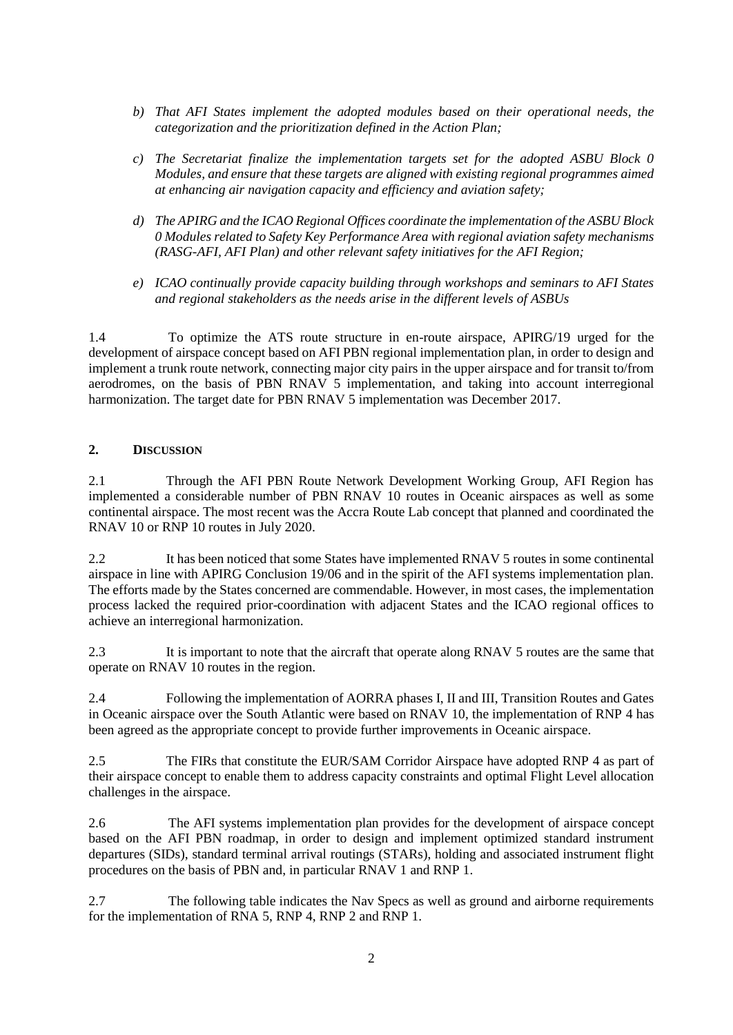*b) That AFI States implement the adopted modules based on their operational needs, the categorization and the prioritization defined in the Action Plan;*

*c) The Secretariat finalize the implementation targets set for the adopted ASBU Block 0 Modules, and ensure that these targets are aligned with existing regional programmes aimed at enhancing air navigation capacity and efficiency and aviation safety;*

*d) The APIRG and the ICAO Regional Offices coordinate the implementation of the ASBU Block 0 Modules related to Safety Key Performance Area with regional aviation safety mechanisms (RASG-AFI, AFI Plan) and other relevant safety initiatives for the AFI Region;*

*e) ICAO continually provide capacity building through workshops and seminars to AFI States and regional stakeholders as the needs arise in the different levels of ASBUs*

1.4 To optimize the ATS route structure in en-route airspace, APIRG/19 urged for the development of airspace concept based on AFI PBN regional implementation plan, in order to design and implement a trunk route network, connecting major city pairs in the upper airspace and for transit to/from aerodromes, on the basis of PBN RNAV 5 implementation, and taking into account interregional harmonization. The target date for PBN RNAV 5 implementation was December 2017.

## 2. DISCUSSION

2.1 Through the AFI PBN Route Network Development Working Group, AFI Region has implemented a considerable number of PBN RNAV 10 routes in Oceanic airspaces as well as some continental airspace. The most recent was the Accra Route Lab concept that planned and coordinated the RNAV 10 or RNP 10 routes in July 2020.

2.2 It has been noticed that some States have implemented RNAV 5 routes in some continental airspace in line with APIRG Conclusion 19/06 and in the spirit of the AFI systems implementation plan. The efforts made by the States concerned are commendable. However, in most cases, the implementation process lacked the required prior-coordination with adjacent States and the ICAO regional offices to achieve an interregional harmonization.

2.3 It is important to note that the aircraft that operate along RNAV 5 routes are the same that operate on RNAV 10 routes in the region.

2.4 Following the implementation of AORRA phases I, II and III, Transition Routes and Gates in Oceanic airspace over the South Atlantic were based on RNAV 10, the implementation of RNP 4 has been agreed as the appropriate concept to provide further improvements in Oceanic airspace.

2.5 The FIRs that constitute the EUR/SAM Corridor Airspace have adopted RNP 4 as part of their airspace concept to enable them to address capacity constraints and optimal Flight Level allocation challenges in the airspace.

2.6 The AFI systems implementation plan provides for the development of airspace concept based on the AFI PBN roadmap, in order to design and implement optimized standard instrument departures (SIDs), standard terminal arrival routings (STARs), holding and associated instrument flight procedures on the basis of PBN and, in particular RNAV 1 and RNP 1.

2.7 The following table indicates the Nav Specs as well as ground and airborne requirements for the implementation of RNA 5, RNP 4, RNP 2 and RNP 1.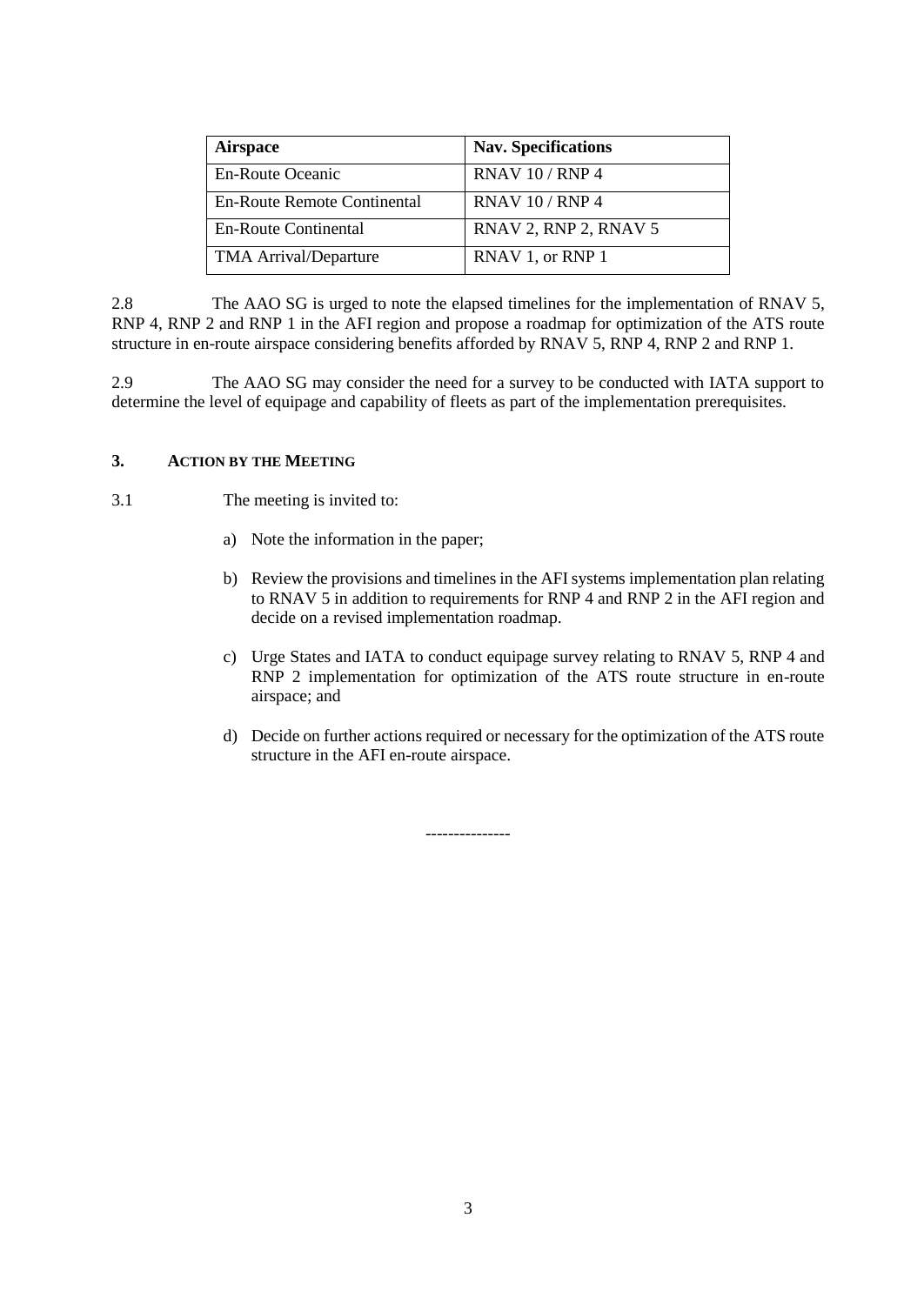| Airspace | Nav. Specifications |
|---|---|
| En-Route Oceanic | RNAV 10 / RNP 4 |
| En-Route Remote Continental | RNAV 10 / RNP 4 |
| En-Route Continental | RNAV 2, RNP 2, RNAV 5 |
| TMA Arrival/Departure | RNAV 1, or RNP 1 |

2.8 The AAO SG is urged to note the elapsed timelines for the implementation of RNAV 5, RNP 4, RNP 2 and RNP 1 in the AFI region and propose a roadmap for optimization of the ATS route structure in en-route airspace considering benefits afforded by RNAV 5, RNP 4, RNP 2 and RNP 1.

2.9 The AAO SG may consider the need for a survey to be conducted with IATA support to determine the level of equipage and capability of fleets as part of the implementation prerequisites.

## 3. ACTION BY THE MEETING

3.1 The meeting is invited to:

a) Note the information in the paper;

b) Review the provisions and timelines in the AFI systems implementation plan relating to RNAV 5 in addition to requirements for RNP 4 and RNP 2 in the AFI region and decide on a revised implementation roadmap.

c) Urge States and IATA to conduct equipage survey relating to RNAV 5, RNP 4 and RNP 2 implementation for optimization of the ATS route structure in en-route airspace; and

d) Decide on further actions required or necessary for the optimization of the ATS route structure in the AFI en-route airspace.

--------------